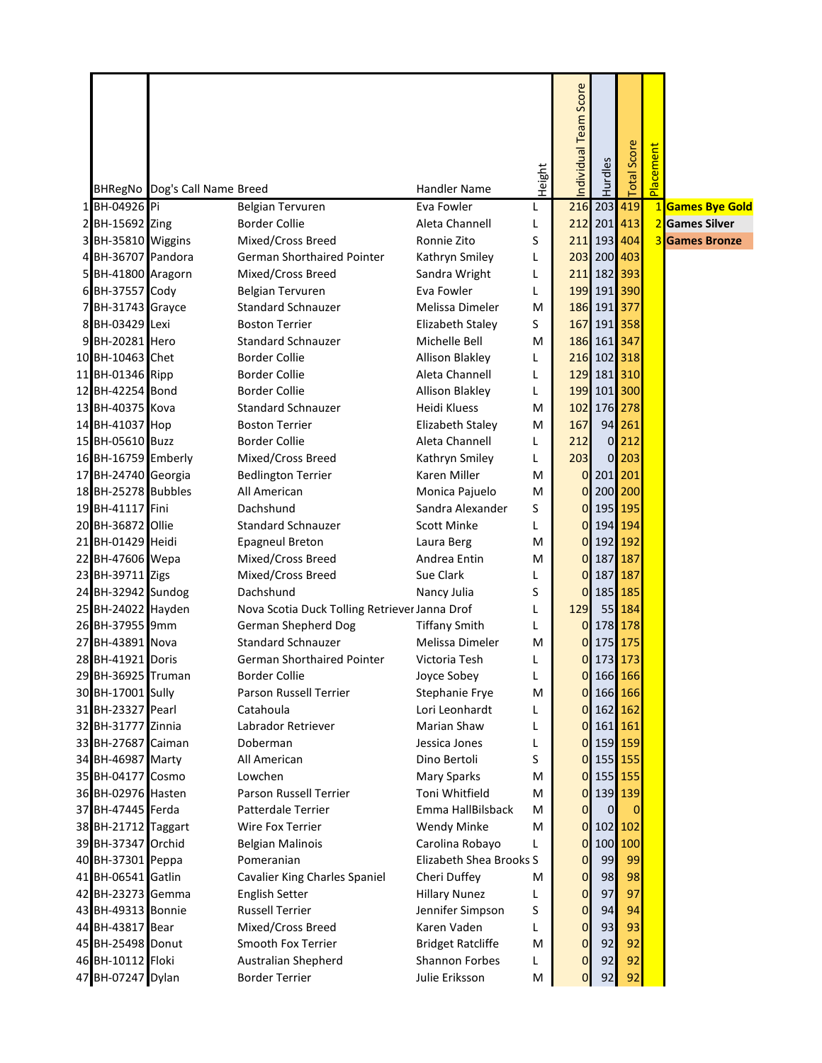| | BHRegNo | Dog's Call Name | Breed | Handler Name | Height | Individual Team Score | Hurdles | Total Score | Placement | |
|---|---|---|---|---|---|---|---|---|---|---|
| 1 | BH-04926 | Pi | Belgian Tervuren | Eva Fowler | L | 216 | 203 | 419 | 1 | Games Bye Gold |
| 2 | BH-15692 | Zing | Border Collie | Aleta Channell | L | 212 | 201 | 413 | 2 | Games Silver |
| 3 | BH-35810 | Wiggins | Mixed/Cross Breed | Ronnie Zito | S | 211 | 193 | 404 | 3 | Games Bronze |
| 4 | BH-36707 | Pandora | German Shorthaired Pointer | Kathryn Smiley | L | 203 | 200 | 403 | | |
| 5 | BH-41800 | Aragorn | Mixed/Cross Breed | Sandra Wright | L | 211 | 182 | 393 | | |
| 6 | BH-37557 | Cody | Belgian Tervuren | Eva Fowler | L | 199 | 191 | 390 | | |
| 7 | BH-31743 | Grayce | Standard Schnauzer | Melissa Dimeler | M | 186 | 191 | 377 | | |
| 8 | BH-03429 | Lexi | Boston Terrier | Elizabeth Staley | S | 167 | 191 | 358 | | |
| 9 | BH-20281 | Hero | Standard Schnauzer | Michelle Bell | M | 186 | 161 | 347 | | |
| 10 | BH-10463 | Chet | Border Collie | Allison Blakley | L | 216 | 102 | 318 | | |
| 11 | BH-01346 | Ripp | Border Collie | Aleta Channell | L | 129 | 181 | 310 | | |
| 12 | BH-42254 | Bond | Border Collie | Allison Blakley | L | 199 | 101 | 300 | | |
| 13 | BH-40375 | Kova | Standard Schnauzer | Heidi Kluess | M | 102 | 176 | 278 | | |
| 14 | BH-41037 | Hop | Boston Terrier | Elizabeth Staley | M | 167 | 94 | 261 | | |
| 15 | BH-05610 | Buzz | Border Collie | Aleta Channell | L | 212 | 0 | 212 | | |
| 16 | BH-16759 | Emberly | Mixed/Cross Breed | Kathryn Smiley | L | 203 | 0 | 203 | | |
| 17 | BH-24740 | Georgia | Bedlington Terrier | Karen Miller | M | 0 | 201 | 201 | | |
| 18 | BH-25278 | Bubbles | All American | Monica Pajuelo | M | 0 | 200 | 200 | | |
| 19 | BH-41117 | Fini | Dachshund | Sandra Alexander | S | 0 | 195 | 195 | | |
| 20 | BH-36872 | Ollie | Standard Schnauzer | Scott Minke | L | 0 | 194 | 194 | | |
| 21 | BH-01429 | Heidi | Epagneul Breton | Laura Berg | M | 0 | 192 | 192 | | |
| 22 | BH-47606 | Wepa | Mixed/Cross Breed | Andrea Entin | M | 0 | 187 | 187 | | |
| 23 | BH-39711 | Zigs | Mixed/Cross Breed | Sue Clark | L | 0 | 187 | 187 | | |
| 24 | BH-32942 | Sundog | Dachshund | Nancy Julia | S | 0 | 185 | 185 | | |
| 25 | BH-24022 | Hayden | Nova Scotia Duck Tolling Retriever | Janna Drof | L | 129 | 55 | 184 | | |
| 26 | BH-37955 | 9mm | German Shepherd Dog | Tiffany Smith | L | 0 | 178 | 178 | | |
| 27 | BH-43891 | Nova | Standard Schnauzer | Melissa Dimeler | M | 0 | 175 | 175 | | |
| 28 | BH-41921 | Doris | German Shorthaired Pointer | Victoria Tesh | L | 0 | 173 | 173 | | |
| 29 | BH-36925 | Truman | Border Collie | Joyce Sobey | L | 0 | 166 | 166 | | |
| 30 | BH-17001 | Sully | Parson Russell Terrier | Stephanie Frye | M | 0 | 166 | 166 | | |
| 31 | BH-23327 | Pearl | Catahoula | Lori Leonhardt | L | 0 | 162 | 162 | | |
| 32 | BH-31777 | Zinnia | Labrador Retriever | Marian Shaw | L | 0 | 161 | 161 | | |
| 33 | BH-27687 | Caiman | Doberman | Jessica Jones | L | 0 | 159 | 159 | | |
| 34 | BH-46987 | Marty | All American | Dino Bertoli | S | 0 | 155 | 155 | | |
| 35 | BH-04177 | Cosmo | Lowchen | Mary Sparks | M | 0 | 155 | 155 | | |
| 36 | BH-02976 | Hasten | Parson Russell Terrier | Toni Whitfield | M | 0 | 139 | 139 | | |
| 37 | BH-47445 | Ferda | Patterdale Terrier | Emma HallBilsback | M | 0 | 0 | 0 | | |
| 38 | BH-21712 | Taggart | Wire Fox Terrier | Wendy Minke | M | 0 | 102 | 102 | | |
| 39 | BH-37347 | Orchid | Belgian Malinois | Carolina Robayo | L | 0 | 100 | 100 | | |
| 40 | BH-37301 | Peppa | Pomeranian | Elizabeth Shea Brooks | S | 0 | 99 | 99 | | |
| 41 | BH-06541 | Gatlin | Cavalier King Charles Spaniel | Cheri Duffey | M | 0 | 98 | 98 | | |
| 42 | BH-23273 | Gemma | English Setter | Hillary Nunez | L | 0 | 97 | 97 | | |
| 43 | BH-49313 | Bonnie | Russell Terrier | Jennifer Simpson | S | 0 | 94 | 94 | | |
| 44 | BH-43817 | Bear | Mixed/Cross Breed | Karen Vaden | L | 0 | 93 | 93 | | |
| 45 | BH-25498 | Donut | Smooth Fox Terrier | Bridget Ratcliffe | M | 0 | 92 | 92 | | |
| 46 | BH-10112 | Floki | Australian Shepherd | Shannon Forbes | L | 0 | 92 | 92 | | |
| 47 | BH-07247 | Dylan | Border Terrier | Julie Eriksson | M | 0 | 92 | 92 | | |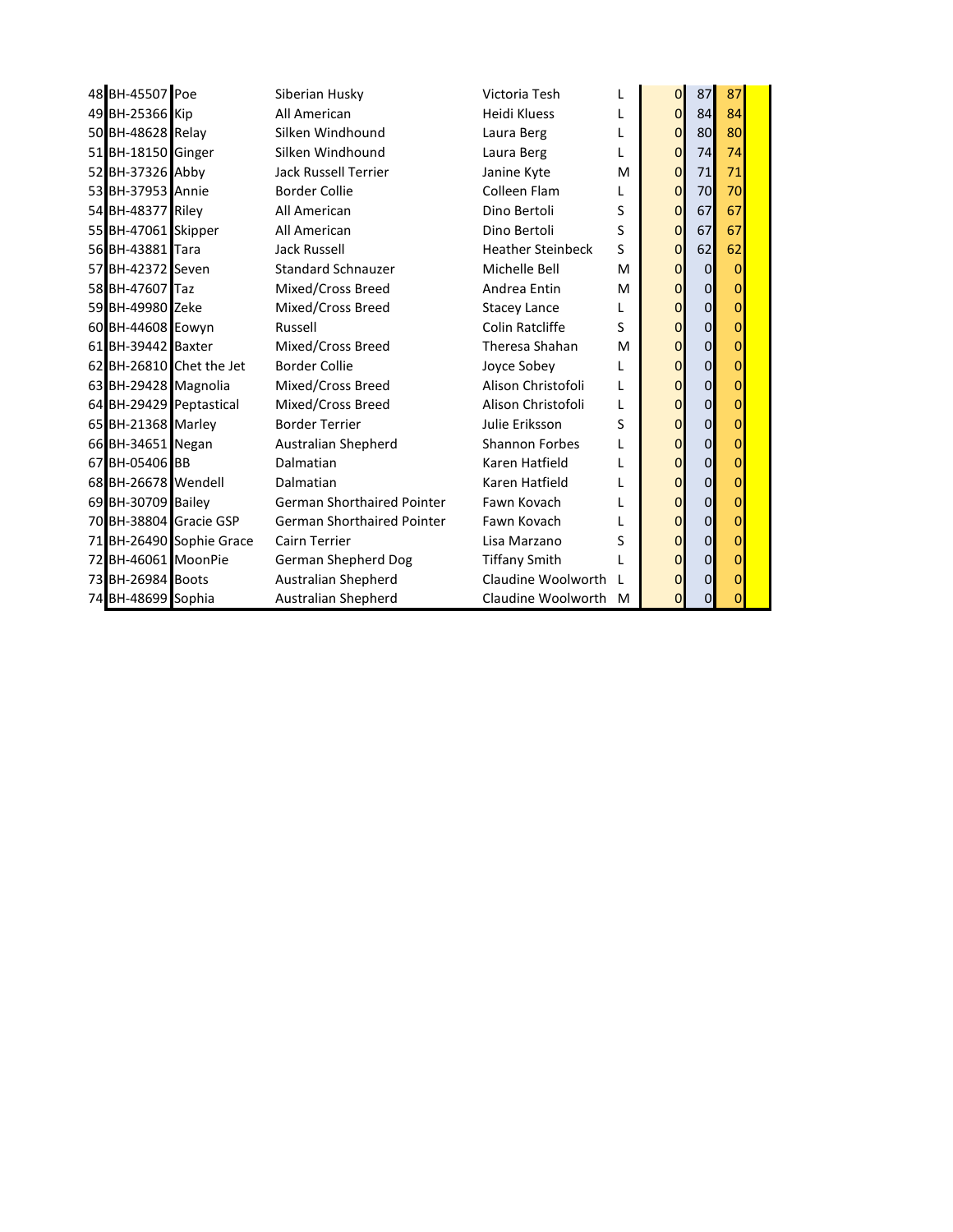| | | | | | | | | | |
|---|---|---|---|---|---|---|---|---|---|
| 48 | BH-45507 | Poe | Siberian Husky | Victoria Tesh | L | 0 | 87 | 87 | |
| 49 | BH-25366 | Kip | All American | Heidi Kluess | L | 0 | 84 | 84 | |
| 50 | BH-48628 | Relay | Silken Windhound | Laura Berg | L | 0 | 80 | 80 | |
| 51 | BH-18150 | Ginger | Silken Windhound | Laura Berg | L | 0 | 74 | 74 | |
| 52 | BH-37326 | Abby | Jack Russell Terrier | Janine Kyte | M | 0 | 71 | 71 | |
| 53 | BH-37953 | Annie | Border Collie | Colleen Flam | L | 0 | 70 | 70 | |
| 54 | BH-48377 | Riley | All American | Dino Bertoli | S | 0 | 67 | 67 | |
| 55 | BH-47061 | Skipper | All American | Dino Bertoli | S | 0 | 67 | 67 | |
| 56 | BH-43881 | Tara | Jack Russell | Heather Steinbeck | S | 0 | 62 | 62 | |
| 57 | BH-42372 | Seven | Standard Schnauzer | Michelle Bell | M | 0 | 0 | 0 | |
| 58 | BH-47607 | Taz | Mixed/Cross Breed | Andrea Entin | M | 0 | 0 | 0 | |
| 59 | BH-49980 | Zeke | Mixed/Cross Breed | Stacey Lance | L | 0 | 0 | 0 | |
| 60 | BH-44608 | Eowyn | Russell | Colin Ratcliffe | S | 0 | 0 | 0 | |
| 61 | BH-39442 | Baxter | Mixed/Cross Breed | Theresa Shahan | M | 0 | 0 | 0 | |
| 62 | BH-26810 | Chet the Jet | Border Collie | Joyce Sobey | L | 0 | 0 | 0 | |
| 63 | BH-29428 | Magnolia | Mixed/Cross Breed | Alison Christofoli | L | 0 | 0 | 0 | |
| 64 | BH-29429 | Peptastical | Mixed/Cross Breed | Alison Christofoli | L | 0 | 0 | 0 | |
| 65 | BH-21368 | Marley | Border Terrier | Julie Eriksson | S | 0 | 0 | 0 | |
| 66 | BH-34651 | Negan | Australian Shepherd | Shannon Forbes | L | 0 | 0 | 0 | |
| 67 | BH-05406 | BB | Dalmatian | Karen Hatfield | L | 0 | 0 | 0 | |
| 68 | BH-26678 | Wendell | Dalmatian | Karen Hatfield | L | 0 | 0 | 0 | |
| 69 | BH-30709 | Bailey | German Shorthaired Pointer | Fawn Kovach | L | 0 | 0 | 0 | |
| 70 | BH-38804 | Gracie GSP | German Shorthaired Pointer | Fawn Kovach | L | 0 | 0 | 0 | |
| 71 | BH-26490 | Sophie Grace | Cairn Terrier | Lisa Marzano | S | 0 | 0 | 0 | |
| 72 | BH-46061 | MoonPie | German Shepherd Dog | Tiffany Smith | L | 0 | 0 | 0 | |
| 73 | BH-26984 | Boots | Australian Shepherd | Claudine Woolworth | L | 0 | 0 | 0 | |
| 74 | BH-48699 | Sophia | Australian Shepherd | Claudine Woolworth | M | 0 | 0 | 0 | |